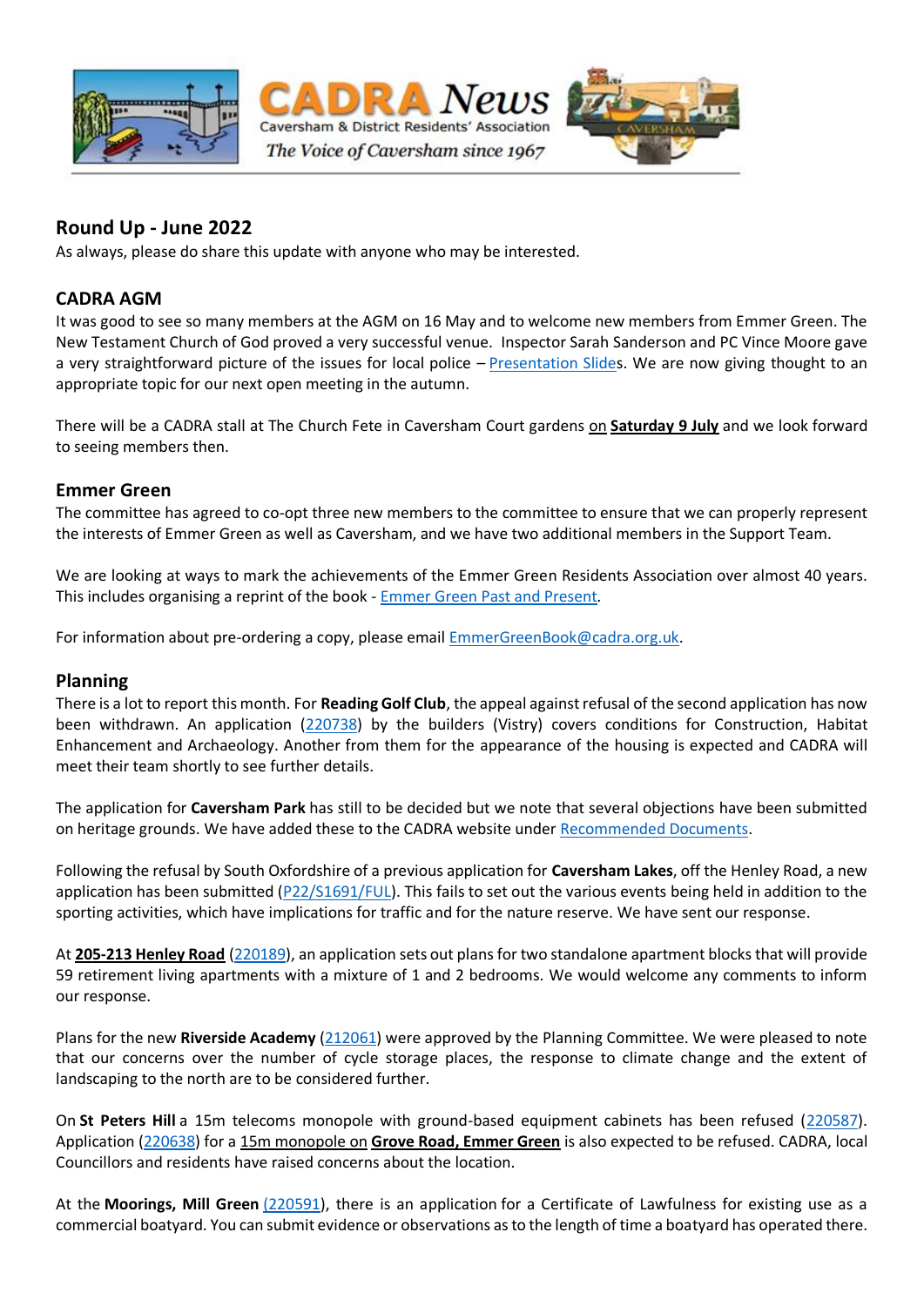# CADRA News

Caversham & District Residents' Association

*The Voice of Caversham since 1967*

## Round Up - June 2022

As always, please do share this update with anyone who may be interested.

### CADRA AGM

It was good to see so many members at the AGM on 16 May and to welcome new members from Emmer Green. The New Testament Church of God proved a very successful venue. Inspector Sarah Sanderson and PC Vince Moore gave a very straightforward picture of the issues for local police – Presentation Slides. We are now giving thought to an appropriate topic for our next open meeting in the autumn.

There will be a CADRA stall at The Church Fete in Caversham Court gardens on **Saturday 9 July** and we look forward to seeing members then.

### Emmer Green

The committee has agreed to co-opt three new members to the committee to ensure that we can properly represent the interests of Emmer Green as well as Caversham, and we have two additional members in the Support Team.

We are looking at ways to mark the achievements of the Emmer Green Residents Association over almost 40 years. This includes organising a reprint of the book - Emmer Green Past and Present.

For information about pre-ordering a copy, please email EmmerGreenBook@cadra.org.uk.

### Planning

There is a lot to report this month. For **Reading Golf Club**, the appeal against refusal of the second application has now been withdrawn. An application (220738) by the builders (Vistry) covers conditions for Construction, Habitat Enhancement and Archaeology. Another from them for the appearance of the housing is expected and CADRA will meet their team shortly to see further details.

The application for **Caversham Park** has still to be decided but we note that several objections have been submitted on heritage grounds. We have added these to the CADRA website under Recommended Documents.

Following the refusal by South Oxfordshire of a previous application for **Caversham Lakes**, off the Henley Road, a new application has been submitted (P22/S1691/FUL). This fails to set out the various events being held in addition to the sporting activities, which have implications for traffic and for the nature reserve. We have sent our response.

At **205-213 Henley Road** (220189), an application sets out plans for two standalone apartment blocks that will provide 59 retirement living apartments with a mixture of 1 and 2 bedrooms. We would welcome any comments to inform our response.

Plans for the new **Riverside Academy** (212061) were approved by the Planning Committee. We were pleased to note that our concerns over the number of cycle storage places, the response to climate change and the extent of landscaping to the north are to be considered further.

On **St Peters Hill** a 15m telecoms monopole with ground-based equipment cabinets has been refused (220587). Application (220638) for a 15m monopole on **Grove Road, Emmer Green** is also expected to be refused. CADRA, local Councillors and residents have raised concerns about the location.

At the **Moorings, Mill Green** (220591), there is an application for a Certificate of Lawfulness for existing use as a commercial boatyard. You can submit evidence or observations as to the length of time a boatyard has operated there.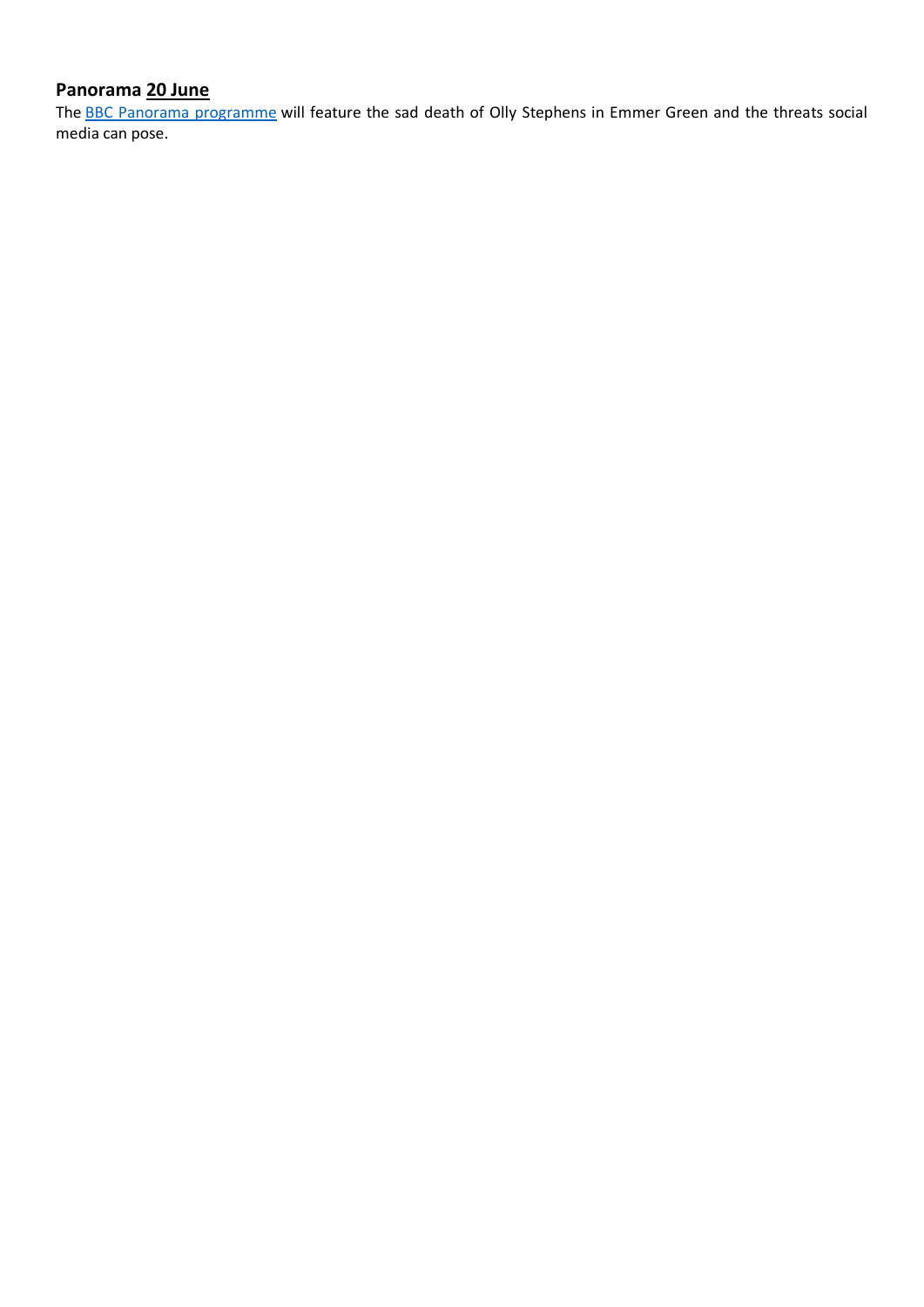**Panorama 20 June**

The BBC Panorama programme will feature the sad death of Olly Stephens in Emmer Green and the threats social media can pose.